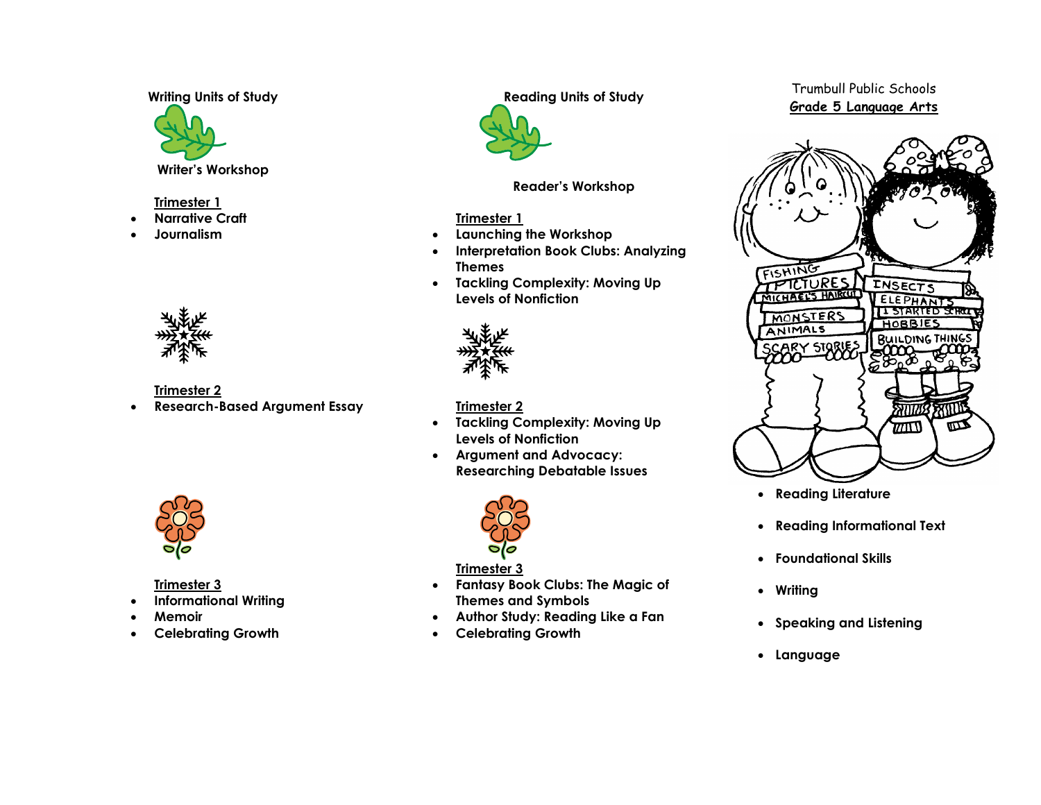## Writing Units of Study

### Writer's Workshop

**Trimester 1**

- **Narrative Craft**
- **Journalism**

**Trimester 2**

- **Research-Based Argument Essay**

**Trimester 3**

- **Informational Writing**
- **Memoir**
- **Celebrating Growth**

## Reading Units of Study

### Reader's Workshop

**Trimester 1**

- **Launching the Workshop**
- **Interpretation Book Clubs: Analyzing Themes**
- **Tackling Complexity: Moving Up Levels of Nonfiction**

**Trimester 2**

- **Tackling Complexity: Moving Up Levels of Nonfiction**
- **Argument and Advocacy: Researching Debatable Issues**

**Trimester 3**

- **Fantasy Book Clubs: The Magic of Themes and Symbols**
- **Author Study: Reading Like a Fan**
- **Celebrating Growth**

Trumbull Public Schools

# Grade 5 Language Arts

- **Reading Literature**
- **Reading Informational Text**
- **Foundational Skills**
- **Writing**
- **Speaking and Listening**
- **Language**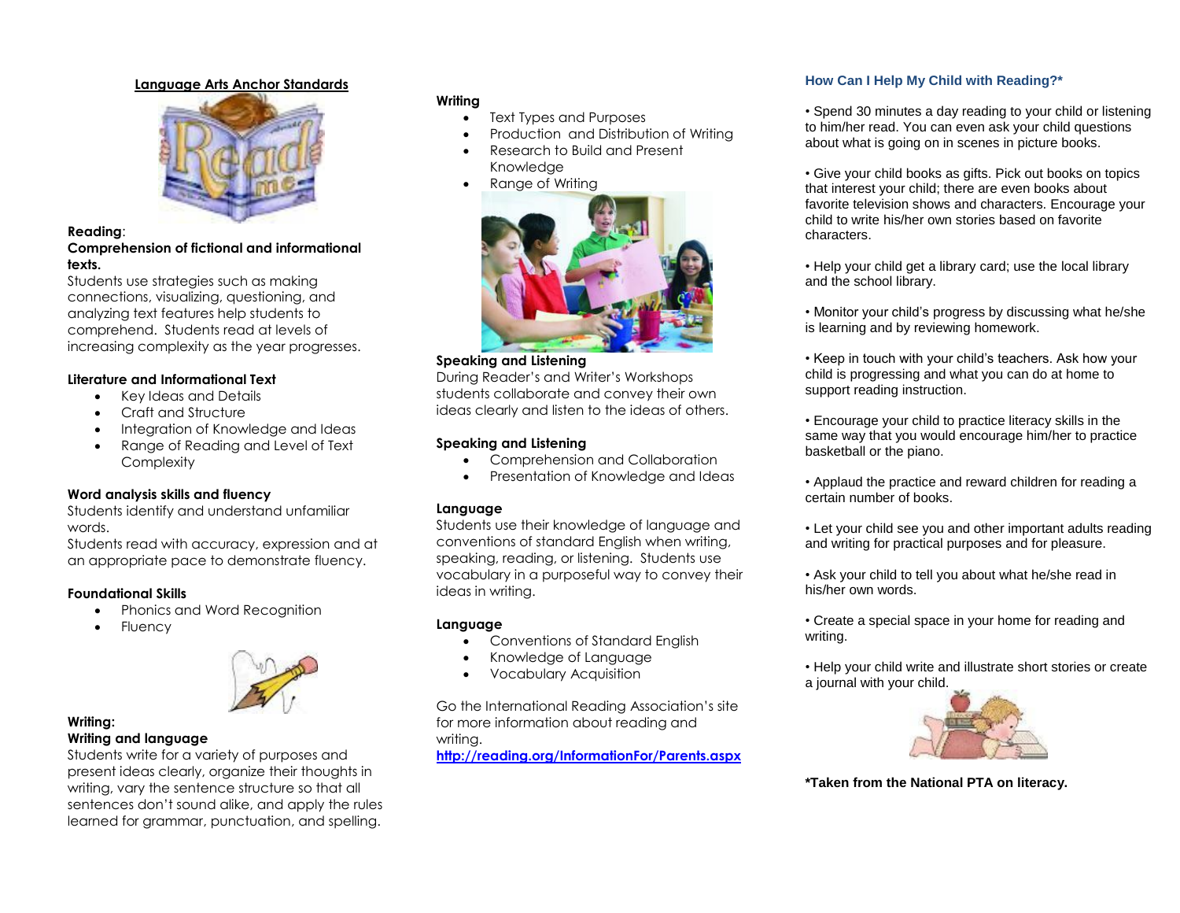## Language Arts Anchor Standards

**Reading**:

**Comprehension of fictional and informational texts.**

Students use strategies such as making connections, visualizing, questioning, and analyzing text features help students to comprehend. Students read at levels of increasing complexity as the year progresses.

**Literature and Informational Text**

- Key Ideas and Details
- Craft and Structure
- Integration of Knowledge and Ideas
- Range of Reading and Level of Text Complexity

**Word analysis skills and fluency**

Students identify and understand unfamiliar words.

Students read with accuracy, expression and at an appropriate pace to demonstrate fluency.

**Foundational Skills**

- Phonics and Word Recognition
- Fluency

**Writing:**

**Writing and language**

Students write for a variety of purposes and present ideas clearly, organize their thoughts in writing, vary the sentence structure so that all sentences don't sound alike, and apply the rules learned for grammar, punctuation, and spelling.

**Writing**

- Text Types and Purposes
- Production and Distribution of Writing
- Research to Build and Present Knowledge
- Range of Writing

**Speaking and Listening**

During Reader's and Writer's Workshops students collaborate and convey their own ideas clearly and listen to the ideas of others.

**Speaking and Listening**

- Comprehension and Collaboration
- Presentation of Knowledge and Ideas

**Language**

Students use their knowledge of language and conventions of standard English when writing, speaking, reading, or listening. Students use vocabulary in a purposeful way to convey their ideas in writing.

**Language**

- Conventions of Standard English
- Knowledge of Language
- Vocabulary Acquisition

Go the International Reading Association's site for more information about reading and writing.

**http://reading.org/InformationFor/Parents.aspx**

## How Can I Help My Child with Reading?*

• Spend 30 minutes a day reading to your child or listening to him/her read. You can even ask your child questions about what is going on in scenes in picture books.

• Give your child books as gifts. Pick out books on topics that interest your child; there are even books about favorite television shows and characters. Encourage your child to write his/her own stories based on favorite characters.

• Help your child get a library card; use the local library and the school library.

• Monitor your child's progress by discussing what he/she is learning and by reviewing homework.

• Keep in touch with your child's teachers. Ask how your child is progressing and what you can do at home to support reading instruction.

• Encourage your child to practice literacy skills in the same way that you would encourage him/her to practice basketball or the piano.

• Applaud the practice and reward children for reading a certain number of books.

• Let your child see you and other important adults reading and writing for practical purposes and for pleasure.

• Ask your child to tell you about what he/she read in his/her own words.

• Create a special space in your home for reading and writing.

• Help your child write and illustrate short stories or create a journal with your child.

**\*Taken from the National PTA on literacy.**